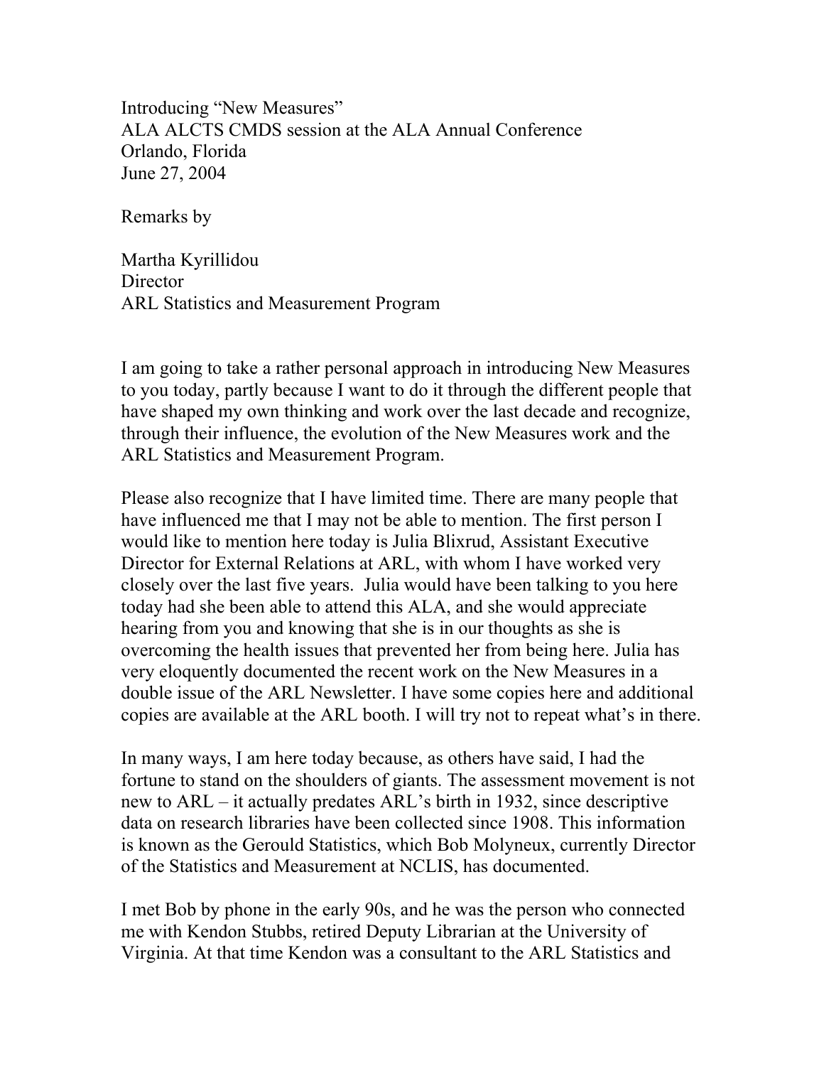Introducing "New Measures"
ALA ALCTS CMDS session at the ALA Annual Conference
Orlando, Florida
June 27, 2004

Remarks by

Martha Kyrillidou
Director
ARL Statistics and Measurement Program

I am going to take a rather personal approach in introducing New Measures to you today, partly because I want to do it through the different people that have shaped my own thinking and work over the last decade and recognize, through their influence, the evolution of the New Measures work and the ARL Statistics and Measurement Program.

Please also recognize that I have limited time. There are many people that have influenced me that I may not be able to mention. The first person I would like to mention here today is Julia Blixrud, Assistant Executive Director for External Relations at ARL, with whom I have worked very closely over the last five years. Julia would have been talking to you here today had she been able to attend this ALA, and she would appreciate hearing from you and knowing that she is in our thoughts as she is overcoming the health issues that prevented her from being here. Julia has very eloquently documented the recent work on the New Measures in a double issue of the ARL Newsletter. I have some copies here and additional copies are available at the ARL booth. I will try not to repeat what's in there.

In many ways, I am here today because, as others have said, I had the fortune to stand on the shoulders of giants. The assessment movement is not new to ARL – it actually predates ARL's birth in 1932, since descriptive data on research libraries have been collected since 1908. This information is known as the Gerould Statistics, which Bob Molyneux, currently Director of the Statistics and Measurement at NCLIS, has documented.

I met Bob by phone in the early 90s, and he was the person who connected me with Kendon Stubbs, retired Deputy Librarian at the University of Virginia. At that time Kendon was a consultant to the ARL Statistics and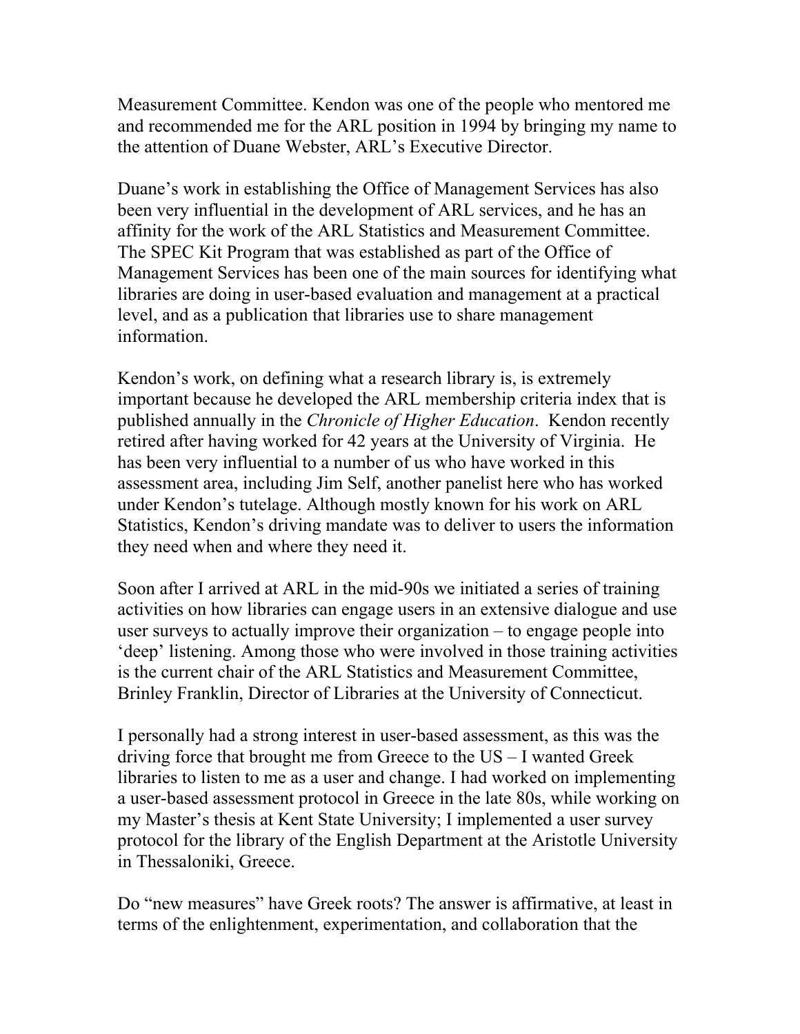Measurement Committee. Kendon was one of the people who mentored me and recommended me for the ARL position in 1994 by bringing my name to the attention of Duane Webster, ARL's Executive Director.

Duane's work in establishing the Office of Management Services has also been very influential in the development of ARL services, and he has an affinity for the work of the ARL Statistics and Measurement Committee. The SPEC Kit Program that was established as part of the Office of Management Services has been one of the main sources for identifying what libraries are doing in user-based evaluation and management at a practical level, and as a publication that libraries use to share management information.

Kendon's work, on defining what a research library is, is extremely important because he developed the ARL membership criteria index that is published annually in the *Chronicle of Higher Education*. Kendon recently retired after having worked for 42 years at the University of Virginia. He has been very influential to a number of us who have worked in this assessment area, including Jim Self, another panelist here who has worked under Kendon's tutelage. Although mostly known for his work on ARL Statistics, Kendon's driving mandate was to deliver to users the information they need when and where they need it.

Soon after I arrived at ARL in the mid-90s we initiated a series of training activities on how libraries can engage users in an extensive dialogue and use user surveys to actually improve their organization – to engage people into 'deep' listening. Among those who were involved in those training activities is the current chair of the ARL Statistics and Measurement Committee, Brinley Franklin, Director of Libraries at the University of Connecticut.

I personally had a strong interest in user-based assessment, as this was the driving force that brought me from Greece to the US – I wanted Greek libraries to listen to me as a user and change. I had worked on implementing a user-based assessment protocol in Greece in the late 80s, while working on my Master's thesis at Kent State University; I implemented a user survey protocol for the library of the English Department at the Aristotle University in Thessaloniki, Greece.

Do "new measures" have Greek roots? The answer is affirmative, at least in terms of the enlightenment, experimentation, and collaboration that the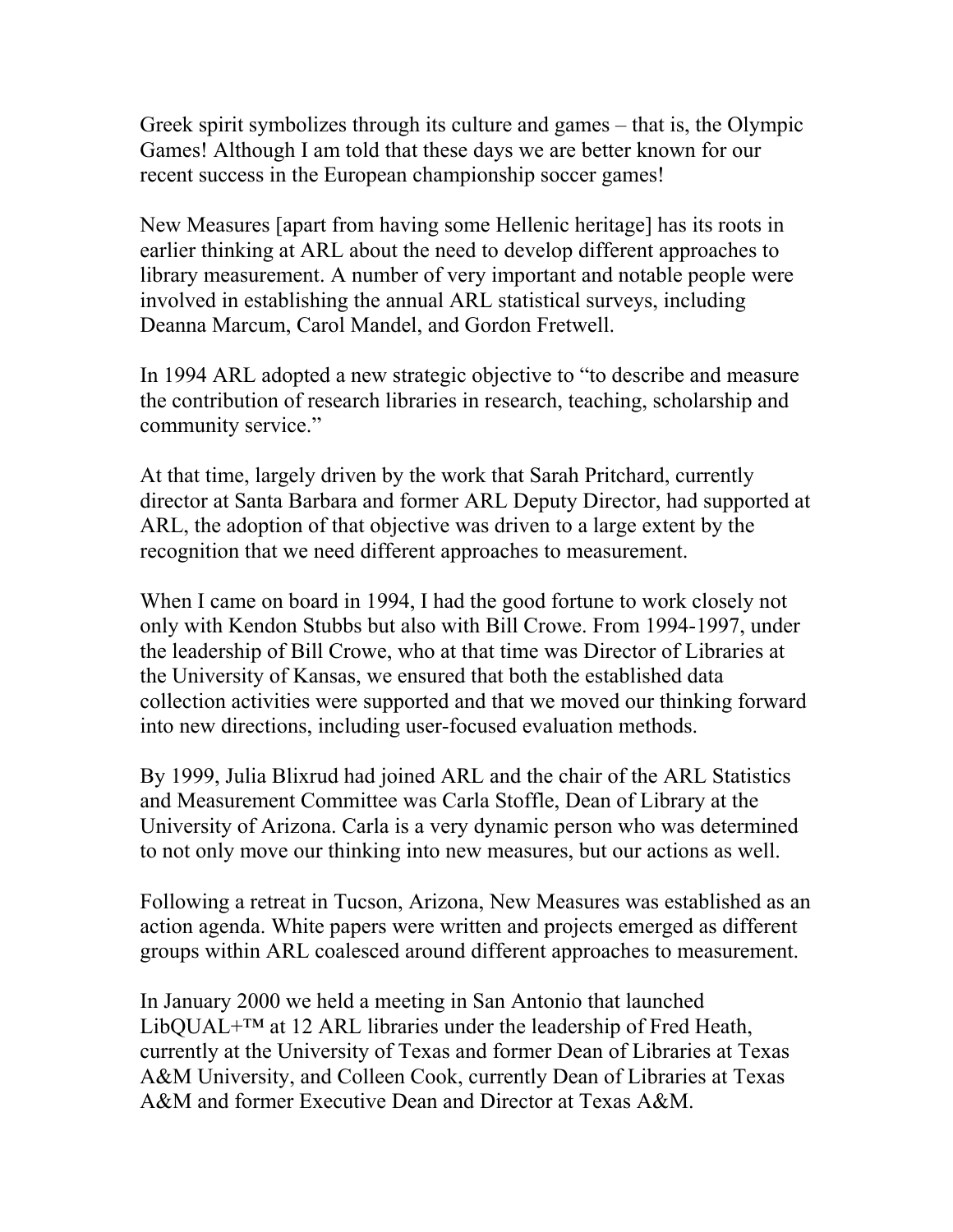Greek spirit symbolizes through its culture and games – that is, the Olympic Games! Although I am told that these days we are better known for our recent success in the European championship soccer games!

New Measures [apart from having some Hellenic heritage] has its roots in earlier thinking at ARL about the need to develop different approaches to library measurement. A number of very important and notable people were involved in establishing the annual ARL statistical surveys, including Deanna Marcum, Carol Mandel, and Gordon Fretwell.

In 1994 ARL adopted a new strategic objective to "to describe and measure the contribution of research libraries in research, teaching, scholarship and community service."

At that time, largely driven by the work that Sarah Pritchard, currently director at Santa Barbara and former ARL Deputy Director, had supported at ARL, the adoption of that objective was driven to a large extent by the recognition that we need different approaches to measurement.

When I came on board in 1994, I had the good fortune to work closely not only with Kendon Stubbs but also with Bill Crowe. From 1994-1997, under the leadership of Bill Crowe, who at that time was Director of Libraries at the University of Kansas, we ensured that both the established data collection activities were supported and that we moved our thinking forward into new directions, including user-focused evaluation methods.

By 1999, Julia Blixrud had joined ARL and the chair of the ARL Statistics and Measurement Committee was Carla Stoffle, Dean of Library at the University of Arizona. Carla is a very dynamic person who was determined to not only move our thinking into new measures, but our actions as well.

Following a retreat in Tucson, Arizona, New Measures was established as an action agenda. White papers were written and projects emerged as different groups within ARL coalesced around different approaches to measurement.

In January 2000 we held a meeting in San Antonio that launched LibQUAL+™ at 12 ARL libraries under the leadership of Fred Heath, currently at the University of Texas and former Dean of Libraries at Texas A&M University, and Colleen Cook, currently Dean of Libraries at Texas A&M and former Executive Dean and Director at Texas A&M.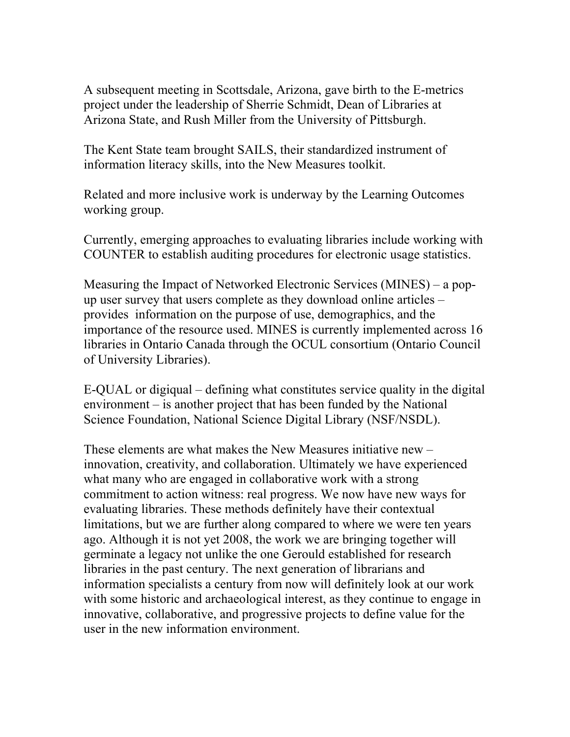A subsequent meeting in Scottsdale, Arizona, gave birth to the E-metrics project under the leadership of Sherrie Schmidt, Dean of Libraries at Arizona State, and Rush Miller from the University of Pittsburgh.

The Kent State team brought SAILS, their standardized instrument of information literacy skills, into the New Measures toolkit.

Related and more inclusive work is underway by the Learning Outcomes working group.

Currently, emerging approaches to evaluating libraries include working with COUNTER to establish auditing procedures for electronic usage statistics.

Measuring the Impact of Networked Electronic Services (MINES) – a pop-up user survey that users complete as they download online articles – provides information on the purpose of use, demographics, and the importance of the resource used. MINES is currently implemented across 16 libraries in Ontario Canada through the OCUL consortium (Ontario Council of University Libraries).

E-QUAL or digiqual – defining what constitutes service quality in the digital environment – is another project that has been funded by the National Science Foundation, National Science Digital Library (NSF/NSDL).

These elements are what makes the New Measures initiative new – innovation, creativity, and collaboration. Ultimately we have experienced what many who are engaged in collaborative work with a strong commitment to action witness: real progress. We now have new ways for evaluating libraries. These methods definitely have their contextual limitations, but we are further along compared to where we were ten years ago. Although it is not yet 2008, the work we are bringing together will germinate a legacy not unlike the one Gerould established for research libraries in the past century. The next generation of librarians and information specialists a century from now will definitely look at our work with some historic and archaeological interest, as they continue to engage in innovative, collaborative, and progressive projects to define value for the user in the new information environment.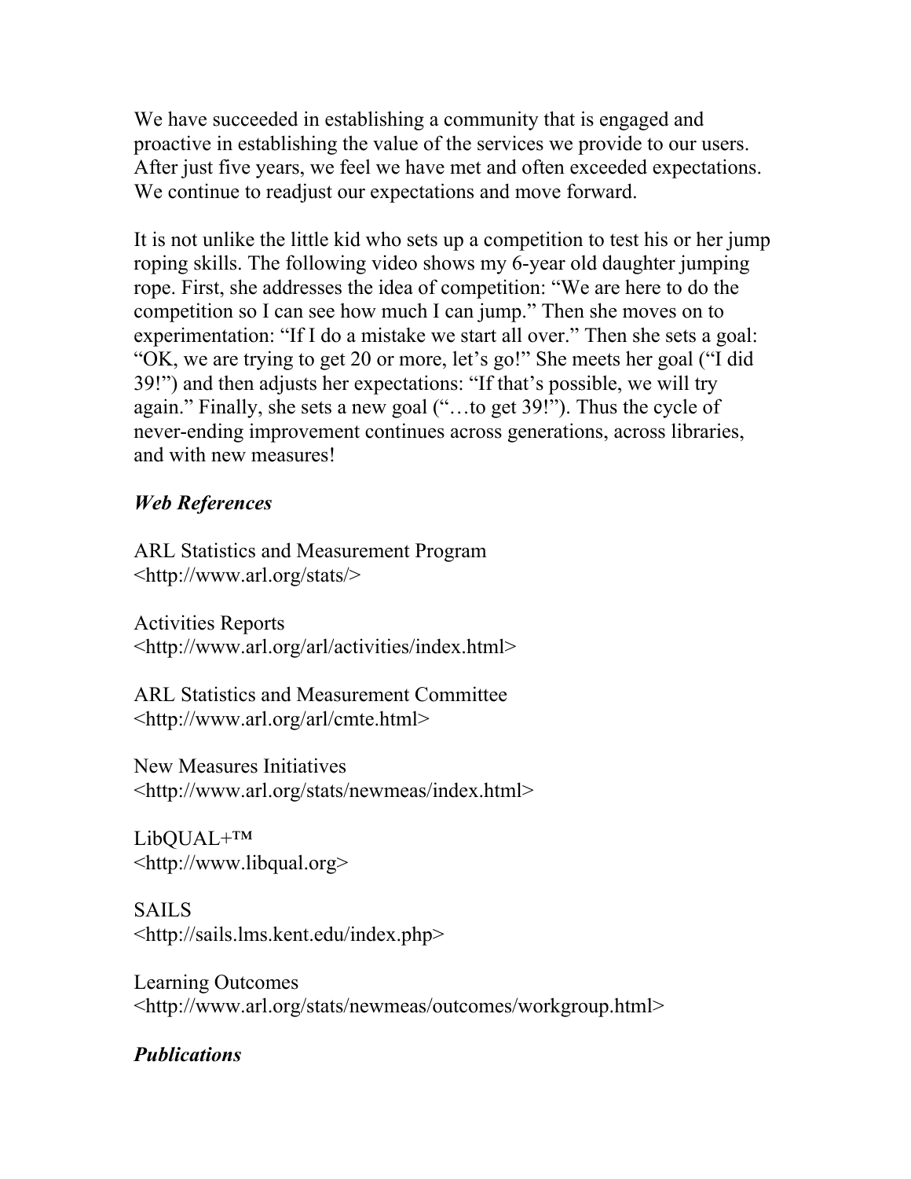We have succeeded in establishing a community that is engaged and proactive in establishing the value of the services we provide to our users. After just five years, we feel we have met and often exceeded expectations. We continue to readjust our expectations and move forward.

It is not unlike the little kid who sets up a competition to test his or her jump roping skills. The following video shows my 6-year old daughter jumping rope. First, she addresses the idea of competition: "We are here to do the competition so I can see how much I can jump." Then she moves on to experimentation: "If I do a mistake we start all over." Then she sets a goal: "OK, we are trying to get 20 or more, let's go!" She meets her goal ("I did 39!") and then adjusts her expectations: "If that's possible, we will try again." Finally, she sets a new goal ("…to get 39!"). Thus the cycle of never-ending improvement continues across generations, across libraries, and with new measures!

### *Web References*

ARL Statistics and Measurement Program
<http://www.arl.org/stats/>

Activities Reports
<http://www.arl.org/arl/activities/index.html>

ARL Statistics and Measurement Committee
<http://www.arl.org/arl/cmte.html>

New Measures Initiatives
<http://www.arl.org/stats/newmeas/index.html>

LibQUAL+™
<http://www.libqual.org>

SAILS
<http://sails.lms.kent.edu/index.php>

Learning Outcomes
<http://www.arl.org/stats/newmeas/outcomes/workgroup.html>

### *Publications*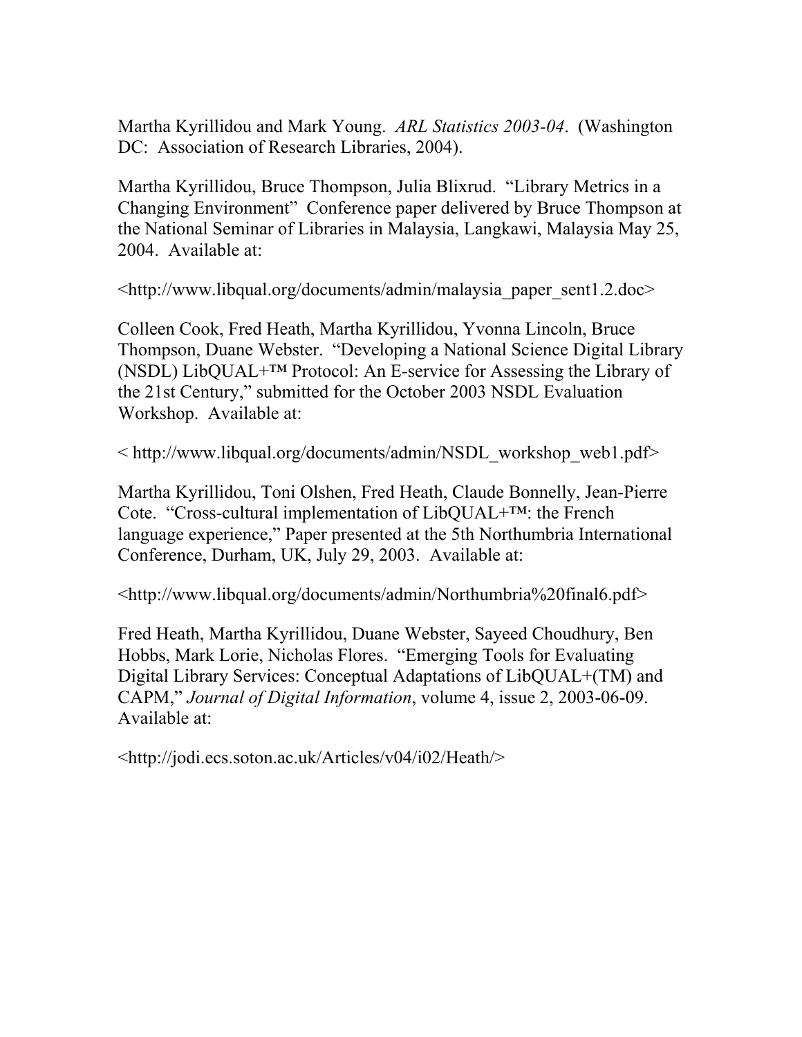Martha Kyrillidou and Mark Young. *ARL Statistics 2003-04*. (Washington DC: Association of Research Libraries, 2004).

Martha Kyrillidou, Bruce Thompson, Julia Blixrud. "Library Metrics in a Changing Environment" Conference paper delivered by Bruce Thompson at the National Seminar of Libraries in Malaysia, Langkawi, Malaysia May 25, 2004. Available at:

<http://www.libqual.org/documents/admin/malaysia_paper_sent1.2.doc>

Colleen Cook, Fred Heath, Martha Kyrillidou, Yvonna Lincoln, Bruce Thompson, Duane Webster. "Developing a National Science Digital Library (NSDL) LibQUAL+™ Protocol: An E-service for Assessing the Library of the 21st Century," submitted for the October 2003 NSDL Evaluation Workshop. Available at:

< http://www.libqual.org/documents/admin/NSDL_workshop_web1.pdf>

Martha Kyrillidou, Toni Olshen, Fred Heath, Claude Bonnelly, Jean-Pierre Cote. "Cross-cultural implementation of LibQUAL+™: the French language experience," Paper presented at the 5th Northumbria International Conference, Durham, UK, July 29, 2003. Available at:

<http://www.libqual.org/documents/admin/Northumbria%20final6.pdf>

Fred Heath, Martha Kyrillidou, Duane Webster, Sayeed Choudhury, Ben Hobbs, Mark Lorie, Nicholas Flores. "Emerging Tools for Evaluating Digital Library Services: Conceptual Adaptations of LibQUAL+(TM) and CAPM," *Journal of Digital Information*, volume 4, issue 2, 2003-06-09. Available at:

<http://jodi.ecs.soton.ac.uk/Articles/v04/i02/Heath/>